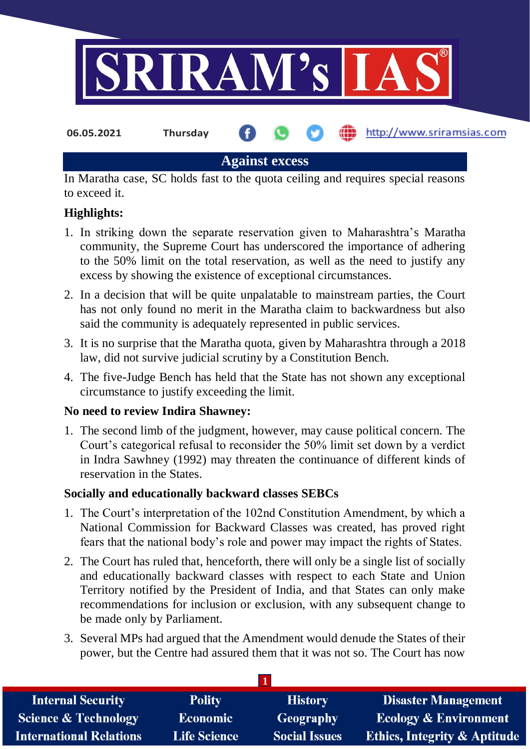06.05.2021 Thursday http://www.sriramsias.com

# Against excess

In Maratha case, SC holds fast to the quota ceiling and requires special reasons to exceed it.

**Highlights:**

1. In striking down the separate reservation given to Maharashtra's Maratha community, the Supreme Court has underscored the importance of adhering to the 50% limit on the total reservation, as well as the need to justify any excess by showing the existence of exceptional circumstances.
2. In a decision that will be quite unpalatable to mainstream parties, the Court has not only found no merit in the Maratha claim to backwardness but also said the community is adequately represented in public services.
3. It is no surprise that the Maratha quota, given by Maharashtra through a 2018 law, did not survive judicial scrutiny by a Constitution Bench.
4. The five-Judge Bench has held that the State has not shown any exceptional circumstance to justify exceeding the limit.

**No need to review Indira Shawney:**

1. The second limb of the judgment, however, may cause political concern. The Court's categorical refusal to reconsider the 50% limit set down by a verdict in Indra Sawhney (1992) may threaten the continuance of different kinds of reservation in the States.

**Socially and educationally backward classes SEBCs**

1. The Court's interpretation of the 102nd Constitution Amendment, by which a National Commission for Backward Classes was created, has proved right fears that the national body's role and power may impact the rights of States.
2. The Court has ruled that, henceforth, there will only be a single list of socially and educationally backward classes with respect to each State and Union Territory notified by the President of India, and that States can only make recommendations for inclusion or exclusion, with any subsequent change to be made only by Parliament.
3. Several MPs had argued that the Amendment would denude the States of their power, but the Centre had assured them that it was not so. The Court has now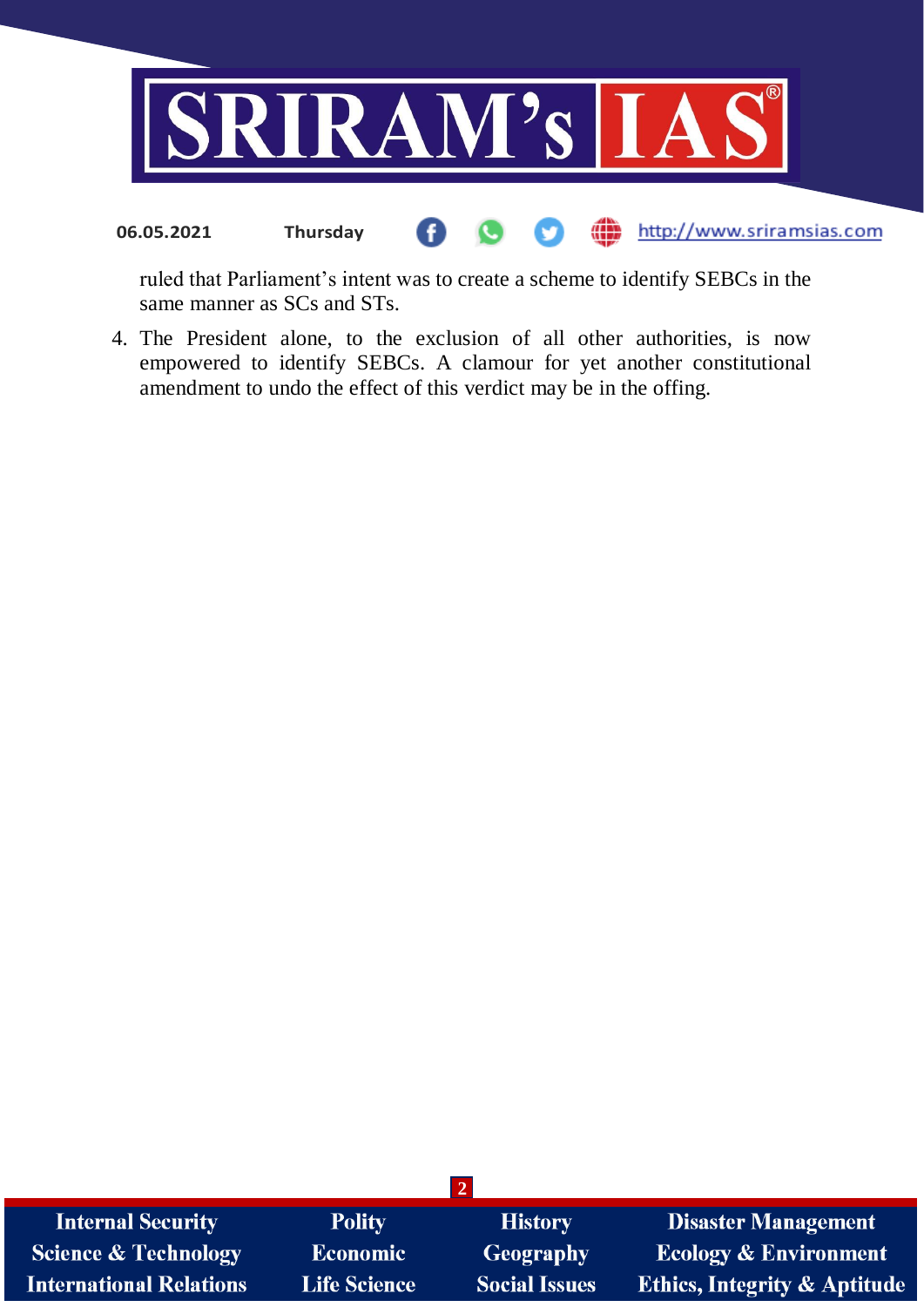ruled that Parliament's intent was to create a scheme to identify SEBCs in the same manner as SCs and STs.

4. The President alone, to the exclusion of all other authorities, is now empowered to identify SEBCs. A clamour for yet another constitutional amendment to undo the effect of this verdict may be in the offing.